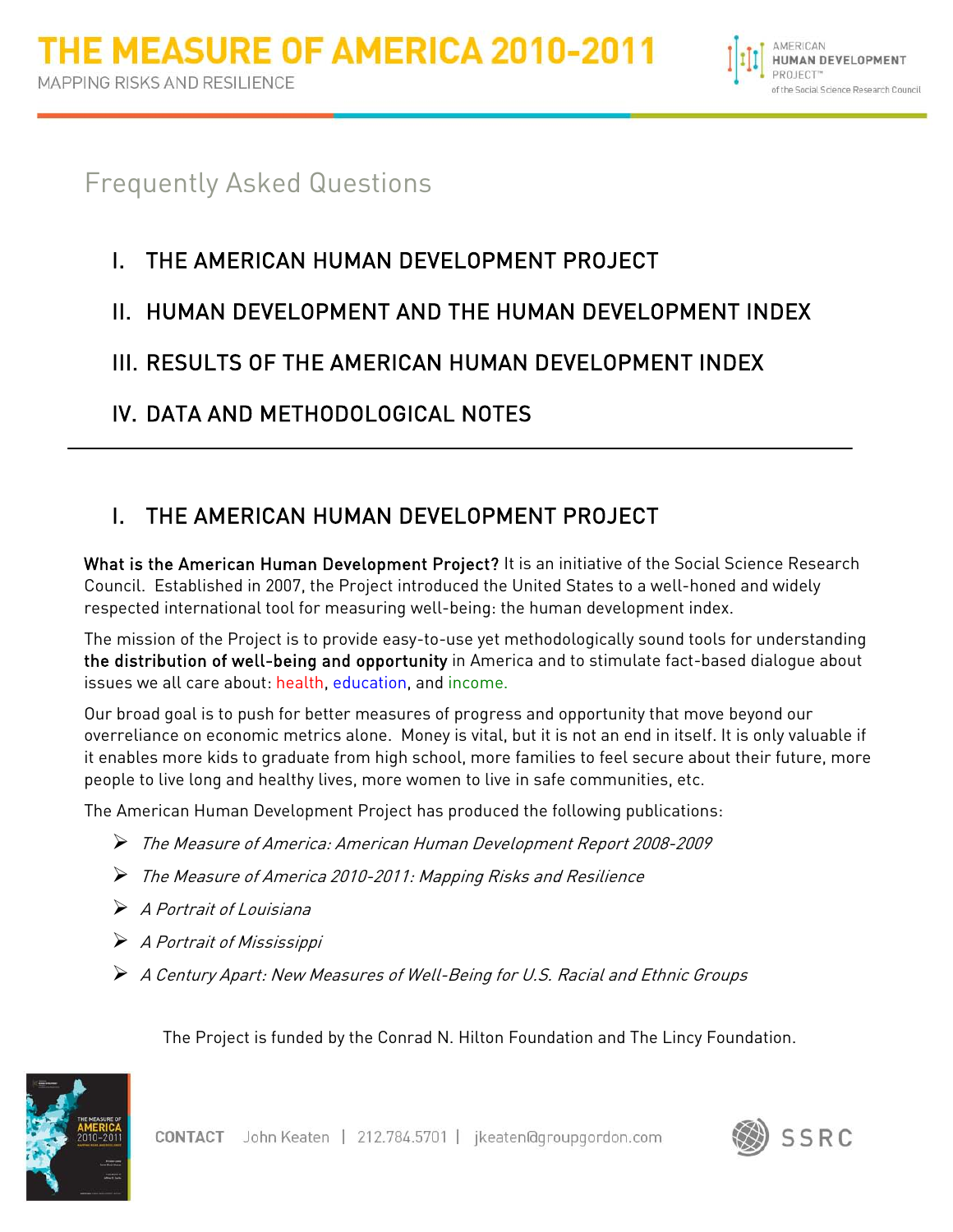# THE MEASURE OF AMERICA 2010-2011

MAPPING RISKS AND RESILIENCE

AMERICAN HUMAN DEVELOPMENT PROJECT™ of the Social Science Research Council

## Frequently Asked Questions

I. THE AMERICAN HUMAN DEVELOPMENT PROJECT

II. HUMAN DEVELOPMENT AND THE HUMAN DEVELOPMENT INDEX

III. RESULTS OF THE AMERICAN HUMAN DEVELOPMENT INDEX

IV. DATA AND METHODOLOGICAL NOTES

---

## I. THE AMERICAN HUMAN DEVELOPMENT PROJECT

**What is the American Human Development Project?** It is an initiative of the Social Science Research Council. Established in 2007, the Project introduced the United States to a well-honed and widely respected international tool for measuring well-being: the human development index.

The mission of the Project is to provide easy-to-use yet methodologically sound tools for understanding **the distribution of well-being and opportunity** in America and to stimulate fact-based dialogue about issues we all care about: health, education, and income.

Our broad goal is to push for better measures of progress and opportunity that move beyond our overreliance on economic metrics alone. Money is vital, but it is not an end in itself. It is only valuable if it enables more kids to graduate from high school, more families to feel secure about their future, more people to live long and healthy lives, more women to live in safe communities, etc.

The American Human Development Project has produced the following publications:

- *The Measure of America: American Human Development Report 2008-2009*
- *The Measure of America 2010-2011: Mapping Risks and Resilience*
- *A Portrait of Louisiana*
- *A Portrait of Mississippi*
- *A Century Apart: New Measures of Well-Being for U.S. Racial and Ethnic Groups*

The Project is funded by the Conrad N. Hilton Foundation and The Lincy Foundation.

CONTACT John Keaten | 212.784.5701 | jkeaten@groupgordon.com

SSRC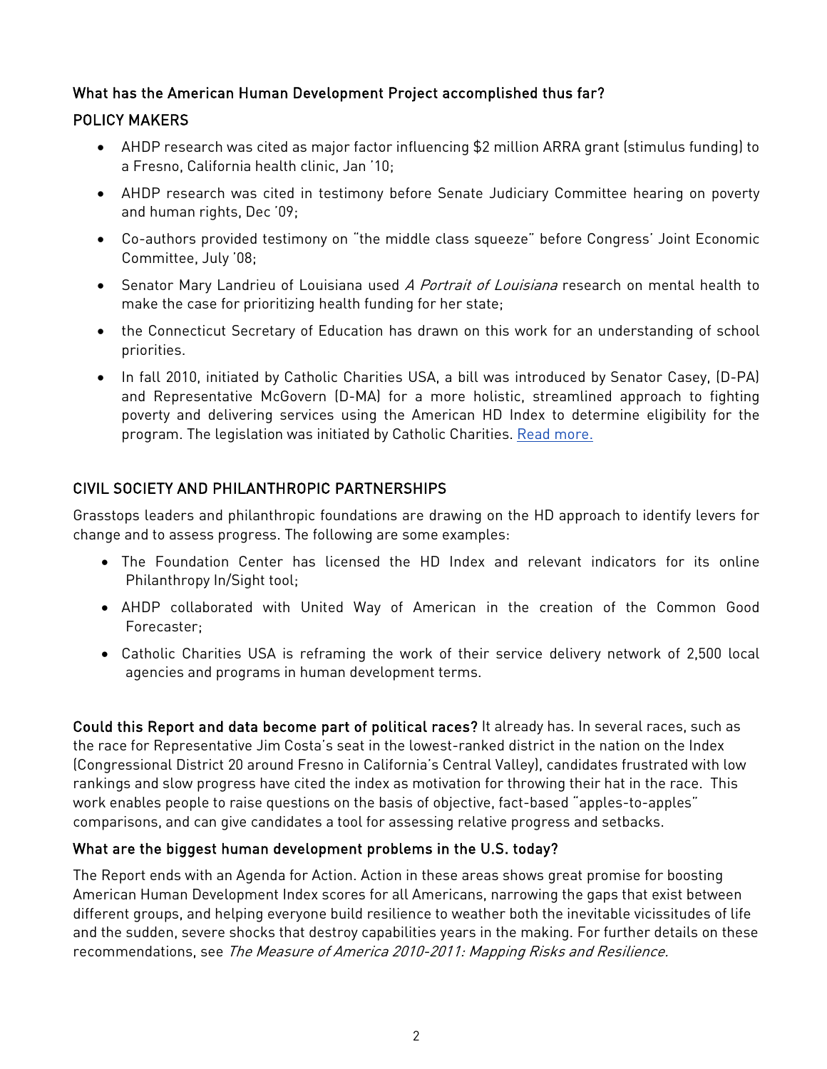### What has the American Human Development Project accomplished thus far?

### POLICY MAKERS

- AHDP research was cited as major factor influencing $2 million ARRA grant (stimulus funding) to a Fresno, California health clinic, Jan '10;
- AHDP research was cited in testimony before Senate Judiciary Committee hearing on poverty and human rights, Dec '09;
- Co-authors provided testimony on "the middle class squeeze" before Congress' Joint Economic Committee, July '08;
- Senator Mary Landrieu of Louisiana used *A Portrait of Louisiana* research on mental health to make the case for prioritizing health funding for her state;
- the Connecticut Secretary of Education has drawn on this work for an understanding of school priorities.
- In fall 2010, initiated by Catholic Charities USA, a bill was introduced by Senator Casey, (D-PA) and Representative McGovern (D-MA) for a more holistic, streamlined approach to fighting poverty and delivering services using the American HD Index to determine eligibility for the program. The legislation was initiated by Catholic Charities. Read more.

### CIVIL SOCIETY AND PHILANTHROPIC PARTNERSHIPS

Grasstops leaders and philanthropic foundations are drawing on the HD approach to identify levers for change and to assess progress. The following are some examples:

- The Foundation Center has licensed the HD Index and relevant indicators for its online Philanthropy In/Sight tool;
- AHDP collaborated with United Way of American in the creation of the Common Good Forecaster;
- Catholic Charities USA is reframing the work of their service delivery network of 2,500 local agencies and programs in human development terms.

**Could this Report and data become part of political races?** It already has. In several races, such as the race for Representative Jim Costa's seat in the lowest-ranked district in the nation on the Index (Congressional District 20 around Fresno in California's Central Valley), candidates frustrated with low rankings and slow progress have cited the index as motivation for throwing their hat in the race. This work enables people to raise questions on the basis of objective, fact-based "apples-to-apples" comparisons, and can give candidates a tool for assessing relative progress and setbacks.

### What are the biggest human development problems in the U.S. today?

The Report ends with an Agenda for Action. Action in these areas shows great promise for boosting American Human Development Index scores for all Americans, narrowing the gaps that exist between different groups, and helping everyone build resilience to weather both the inevitable vicissitudes of life and the sudden, severe shocks that destroy capabilities years in the making. For further details on these recommendations, see *The Measure of America 2010-2011: Mapping Risks and Resilience.*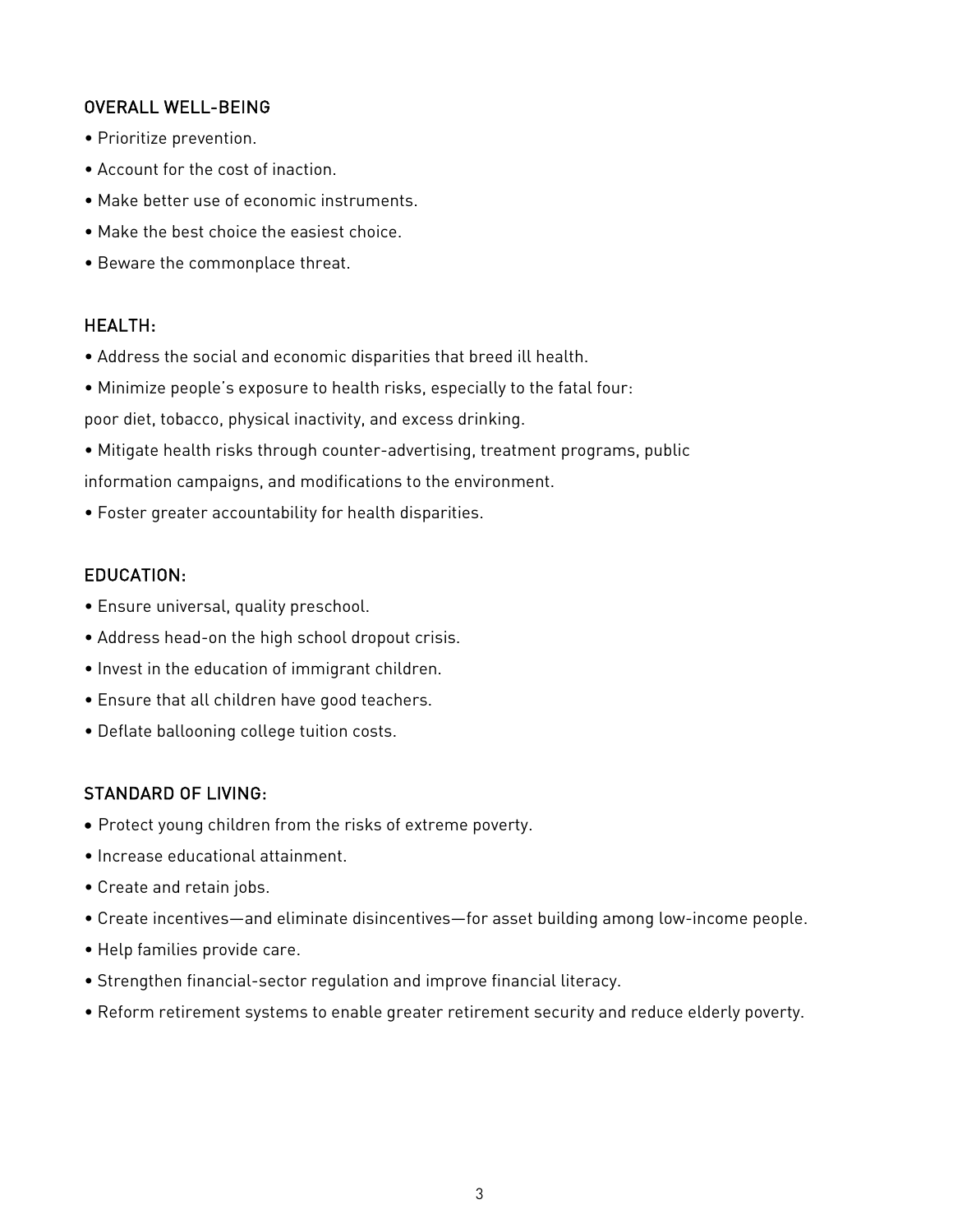## OVERALL WELL-BEING

- Prioritize prevention.
- Account for the cost of inaction.
- Make better use of economic instruments.
- Make the best choice the easiest choice.
- Beware the commonplace threat.

## HEALTH:

- Address the social and economic disparities that breed ill health.
- Minimize people's exposure to health risks, especially to the fatal four: poor diet, tobacco, physical inactivity, and excess drinking.
- Mitigate health risks through counter-advertising, treatment programs, public information campaigns, and modifications to the environment.
- Foster greater accountability for health disparities.

## EDUCATION:

- Ensure universal, quality preschool.
- Address head-on the high school dropout crisis.
- Invest in the education of immigrant children.
- Ensure that all children have good teachers.
- Deflate ballooning college tuition costs.

## STANDARD OF LIVING:

- Protect young children from the risks of extreme poverty.
- Increase educational attainment.
- Create and retain jobs.
- Create incentives—and eliminate disincentives—for asset building among low-income people.
- Help families provide care.
- Strengthen financial-sector regulation and improve financial literacy.
- Reform retirement systems to enable greater retirement security and reduce elderly poverty.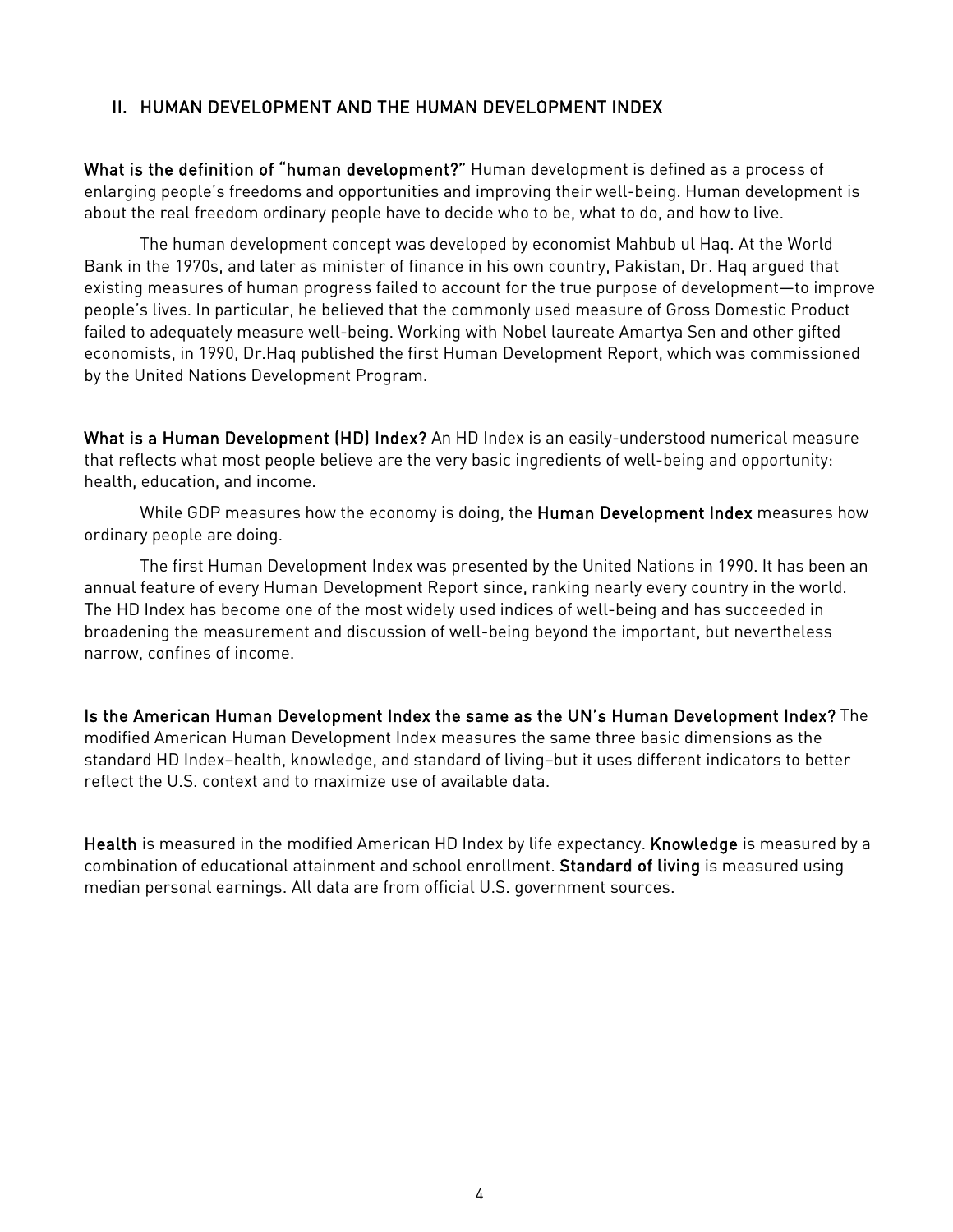## II. HUMAN DEVELOPMENT AND THE HUMAN DEVELOPMENT INDEX

**What is the definition of "human development?"** Human development is defined as a process of enlarging people's freedoms and opportunities and improving their well-being. Human development is about the real freedom ordinary people have to decide who to be, what to do, and how to live.

The human development concept was developed by economist Mahbub ul Haq. At the World Bank in the 1970s, and later as minister of finance in his own country, Pakistan, Dr. Haq argued that existing measures of human progress failed to account for the true purpose of development—to improve people's lives. In particular, he believed that the commonly used measure of Gross Domestic Product failed to adequately measure well-being. Working with Nobel laureate Amartya Sen and other gifted economists, in 1990, Dr.Haq published the first Human Development Report, which was commissioned by the United Nations Development Program.

**What is a Human Development (HD) Index?** An HD Index is an easily-understood numerical measure that reflects what most people believe are the very basic ingredients of well-being and opportunity: health, education, and income.

While GDP measures how the economy is doing, the **Human Development Index** measures how ordinary people are doing.

The first Human Development Index was presented by the United Nations in 1990. It has been an annual feature of every Human Development Report since, ranking nearly every country in the world. The HD Index has become one of the most widely used indices of well-being and has succeeded in broadening the measurement and discussion of well-being beyond the important, but nevertheless narrow, confines of income.

**Is the American Human Development Index the same as the UN's Human Development Index?** The modified American Human Development Index measures the same three basic dimensions as the standard HD Index–health, knowledge, and standard of living–but it uses different indicators to better reflect the U.S. context and to maximize use of available data.

**Health** is measured in the modified American HD Index by life expectancy. **Knowledge** is measured by a combination of educational attainment and school enrollment. **Standard of living** is measured using median personal earnings. All data are from official U.S. government sources.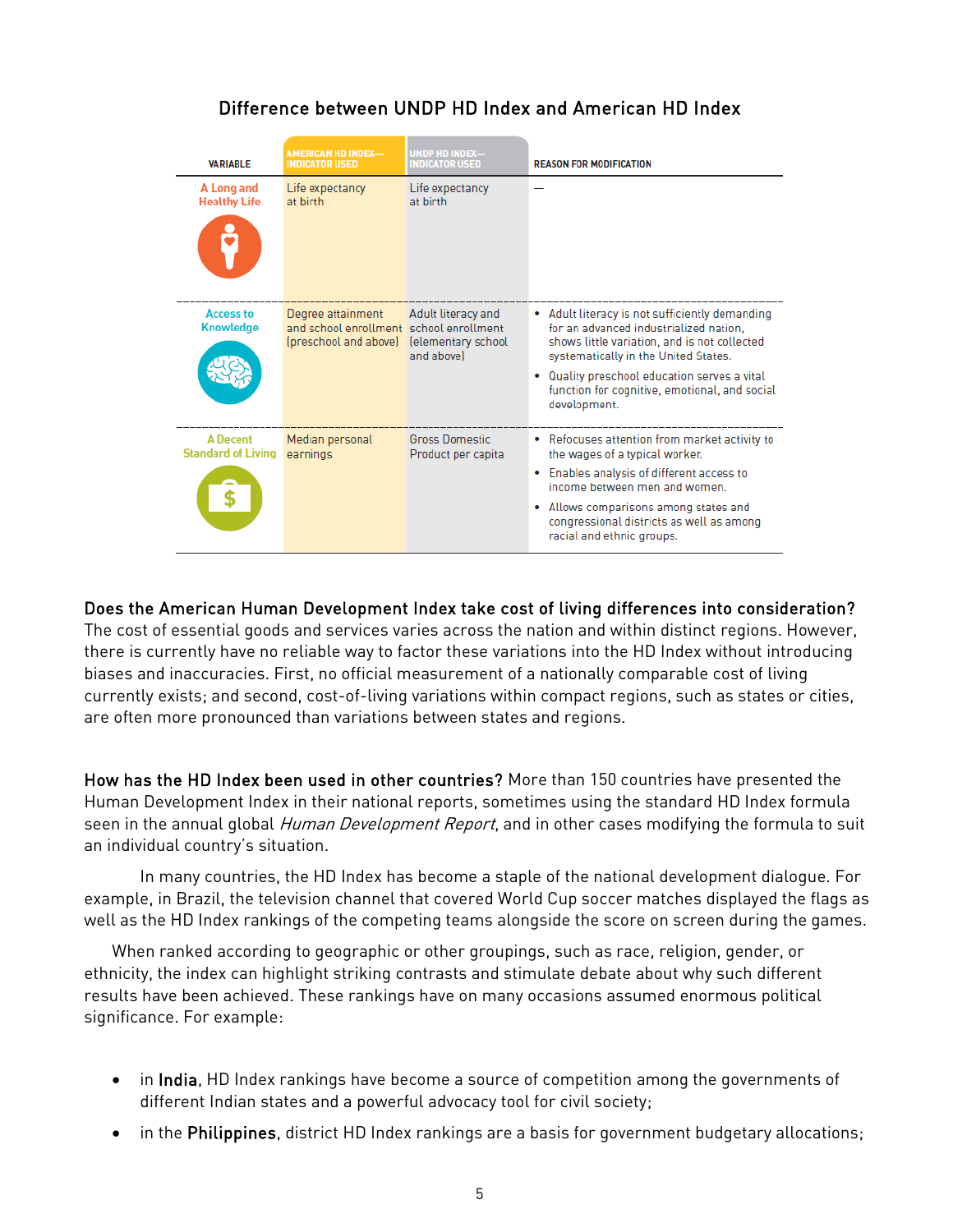## Difference between UNDP HD Index and American HD Index

| VARIABLE | AMERICAN HD INDEX—INDICATOR USED | UNDP HD INDEX—INDICATOR USED | REASON FOR MODIFICATION |
|---|---|---|---|
| A Long and Healthy Life | Life expectancy at birth | Life expectancy at birth | — |
| Access to Knowledge | Degree attainment and school enrollment (preschool and above) | Adult literacy and school enrollment (elementary school and above) | • Adult literacy is not sufficiently demanding for an advanced industrialized nation, shows little variation, and is not collected systematically in the United States.<br>• Quality preschool education serves a vital function for cognitive, emotional, and social development. |
| A Decent Standard of Living | Median personal earnings | Gross Domestic Product per capita | • Refocuses attention from market activity to the wages of a typical worker.<br>• Enables analysis of different access to income between men and women.<br>• Allows comparisons among states and congressional districts as well as among racial and ethnic groups. |

**Does the American Human Development Index take cost of living differences into consideration?** The cost of essential goods and services varies across the nation and within distinct regions. However, there is currently have no reliable way to factor these variations into the HD Index without introducing biases and inaccuracies. First, no official measurement of a nationally comparable cost of living currently exists; and second, cost-of-living variations within compact regions, such as states or cities, are often more pronounced than variations between states and regions.

**How has the HD Index been used in other countries?** More than 150 countries have presented the Human Development Index in their national reports, sometimes using the standard HD Index formula seen in the annual global *Human Development Report*, and in other cases modifying the formula to suit an individual country's situation.

In many countries, the HD Index has become a staple of the national development dialogue. For example, in Brazil, the television channel that covered World Cup soccer matches displayed the flags as well as the HD Index rankings of the competing teams alongside the score on screen during the games.

When ranked according to geographic or other groupings, such as race, religion, gender, or ethnicity, the index can highlight striking contrasts and stimulate debate about why such different results have been achieved. These rankings have on many occasions assumed enormous political significance. For example:

- in **India**, HD Index rankings have become a source of competition among the governments of different Indian states and a powerful advocacy tool for civil society;
- in the **Philippines**, district HD Index rankings are a basis for government budgetary allocations;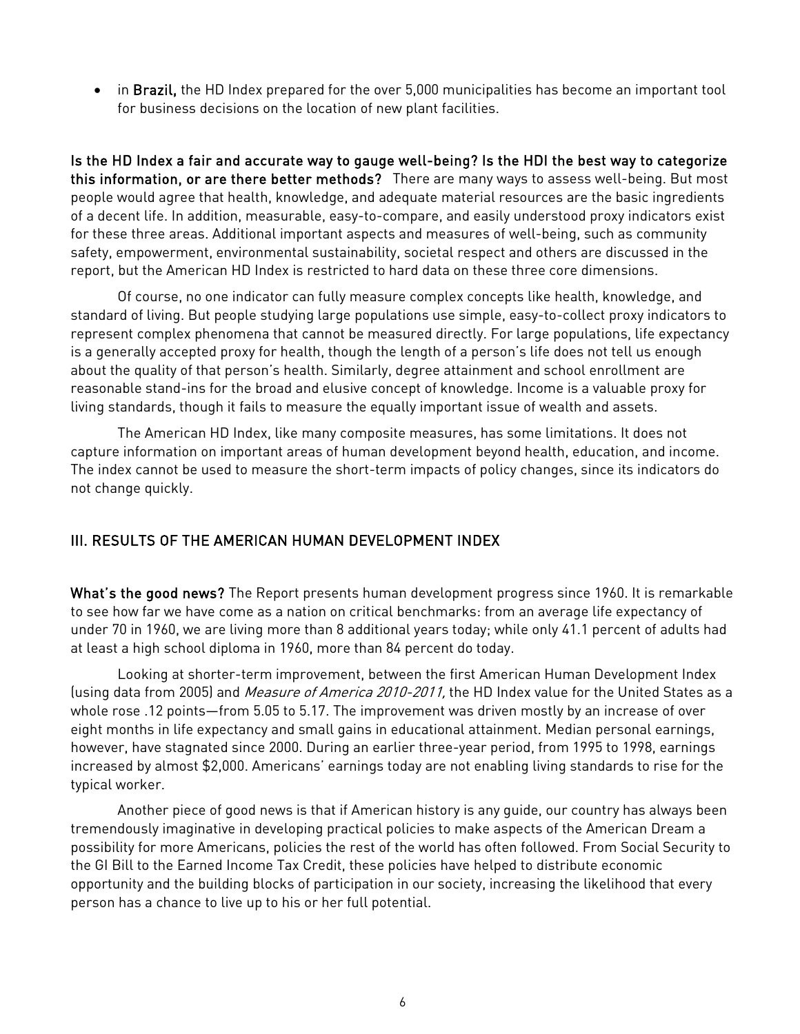- in **Brazil,** the HD Index prepared for the over 5,000 municipalities has become an important tool for business decisions on the location of new plant facilities.

**Is the HD Index a fair and accurate way to gauge well-being? Is the HDI the best way to categorize this information, or are there better methods?** There are many ways to assess well-being. But most people would agree that health, knowledge, and adequate material resources are the basic ingredients of a decent life. In addition, measurable, easy-to-compare, and easily understood proxy indicators exist for these three areas. Additional important aspects and measures of well-being, such as community safety, empowerment, environmental sustainability, societal respect and others are discussed in the report, but the American HD Index is restricted to hard data on these three core dimensions.

Of course, no one indicator can fully measure complex concepts like health, knowledge, and standard of living. But people studying large populations use simple, easy-to-collect proxy indicators to represent complex phenomena that cannot be measured directly. For large populations, life expectancy is a generally accepted proxy for health, though the length of a person's life does not tell us enough about the quality of that person's health. Similarly, degree attainment and school enrollment are reasonable stand-ins for the broad and elusive concept of knowledge. Income is a valuable proxy for living standards, though it fails to measure the equally important issue of wealth and assets.

The American HD Index, like many composite measures, has some limitations. It does not capture information on important areas of human development beyond health, education, and income. The index cannot be used to measure the short-term impacts of policy changes, since its indicators do not change quickly.

## III. RESULTS OF THE AMERICAN HUMAN DEVELOPMENT INDEX

**What's the good news?** The Report presents human development progress since 1960. It is remarkable to see how far we have come as a nation on critical benchmarks: from an average life expectancy of under 70 in 1960, we are living more than 8 additional years today; while only 41.1 percent of adults had at least a high school diploma in 1960, more than 84 percent do today.

Looking at shorter-term improvement, between the first American Human Development Index (using data from 2005) and *Measure of America 2010-2011,* the HD Index value for the United States as a whole rose .12 points—from 5.05 to 5.17. The improvement was driven mostly by an increase of over eight months in life expectancy and small gains in educational attainment. Median personal earnings, however, have stagnated since 2000. During an earlier three-year period, from 1995 to 1998, earnings increased by almost $2,000. Americans' earnings today are not enabling living standards to rise for the typical worker.

Another piece of good news is that if American history is any guide, our country has always been tremendously imaginative in developing practical policies to make aspects of the American Dream a possibility for more Americans, policies the rest of the world has often followed. From Social Security to the GI Bill to the Earned Income Tax Credit, these policies have helped to distribute economic opportunity and the building blocks of participation in our society, increasing the likelihood that every person has a chance to live up to his or her full potential.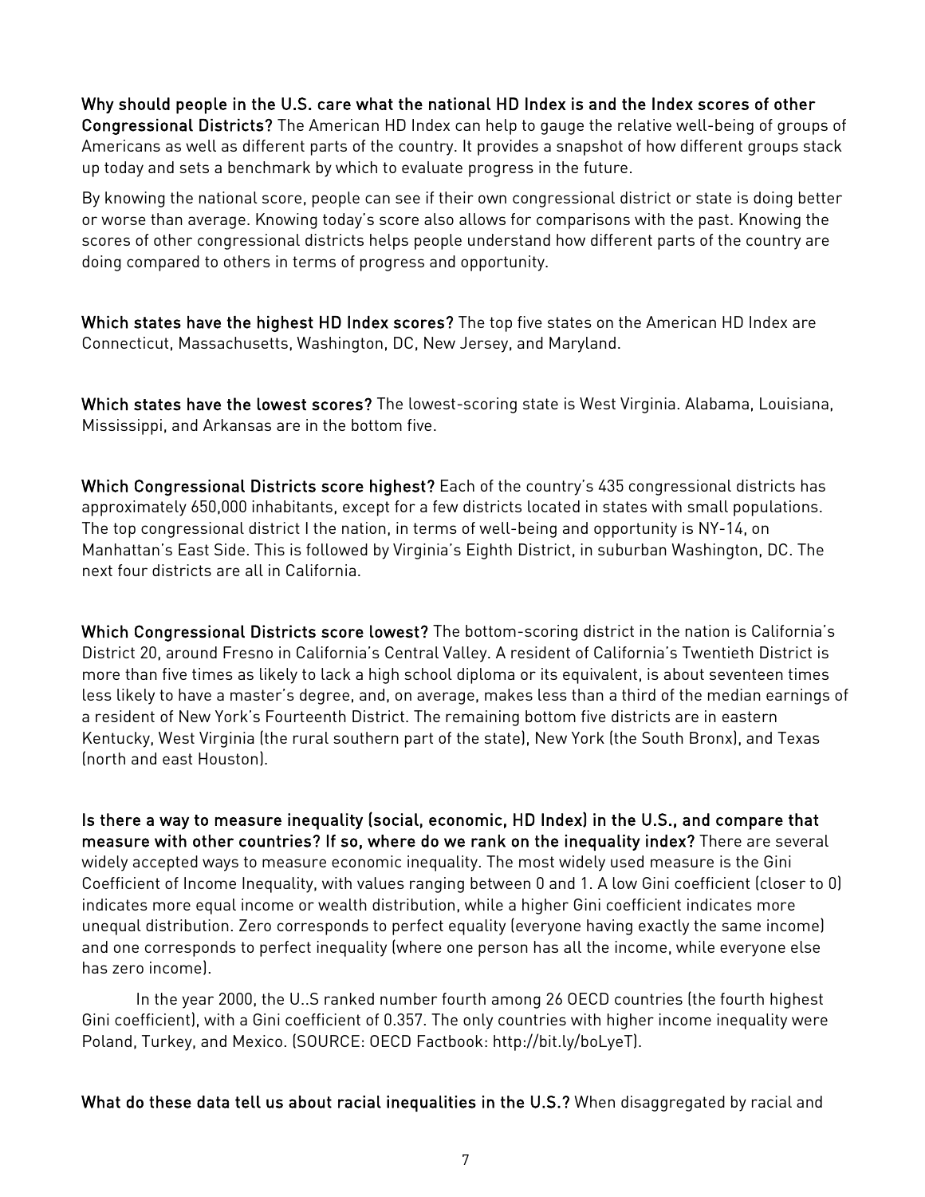**Why should people in the U.S. care what the national HD Index is and the Index scores of other Congressional Districts?** The American HD Index can help to gauge the relative well-being of groups of Americans as well as different parts of the country. It provides a snapshot of how different groups stack up today and sets a benchmark by which to evaluate progress in the future.

By knowing the national score, people can see if their own congressional district or state is doing better or worse than average. Knowing today's score also allows for comparisons with the past. Knowing the scores of other congressional districts helps people understand how different parts of the country are doing compared to others in terms of progress and opportunity.

**Which states have the highest HD Index scores?** The top five states on the American HD Index are Connecticut, Massachusetts, Washington, DC, New Jersey, and Maryland.

**Which states have the lowest scores?** The lowest-scoring state is West Virginia. Alabama, Louisiana, Mississippi, and Arkansas are in the bottom five.

**Which Congressional Districts score highest?** Each of the country's 435 congressional districts has approximately 650,000 inhabitants, except for a few districts located in states with small populations. The top congressional district I the nation, in terms of well-being and opportunity is NY-14, on Manhattan's East Side. This is followed by Virginia's Eighth District, in suburban Washington, DC. The next four districts are all in California.

**Which Congressional Districts score lowest?** The bottom-scoring district in the nation is California's District 20, around Fresno in California's Central Valley. A resident of California's Twentieth District is more than five times as likely to lack a high school diploma or its equivalent, is about seventeen times less likely to have a master's degree, and, on average, makes less than a third of the median earnings of a resident of New York's Fourteenth District. The remaining bottom five districts are in eastern Kentucky, West Virginia (the rural southern part of the state), New York (the South Bronx), and Texas (north and east Houston).

**Is there a way to measure inequality (social, economic, HD Index) in the U.S., and compare that measure with other countries? If so, where do we rank on the inequality index?** There are several widely accepted ways to measure economic inequality. The most widely used measure is the Gini Coefficient of Income Inequality, with values ranging between 0 and 1. A low Gini coefficient (closer to 0) indicates more equal income or wealth distribution, while a higher Gini coefficient indicates more unequal distribution. Zero corresponds to perfect equality (everyone having exactly the same income) and one corresponds to perfect inequality (where one person has all the income, while everyone else has zero income).

In the year 2000, the U..S ranked number fourth among 26 OECD countries (the fourth highest Gini coefficient), with a Gini coefficient of 0.357. The only countries with higher income inequality were Poland, Turkey, and Mexico. (SOURCE: OECD Factbook: http://bit.ly/boLyeT).

**What do these data tell us about racial inequalities in the U.S.?** When disaggregated by racial and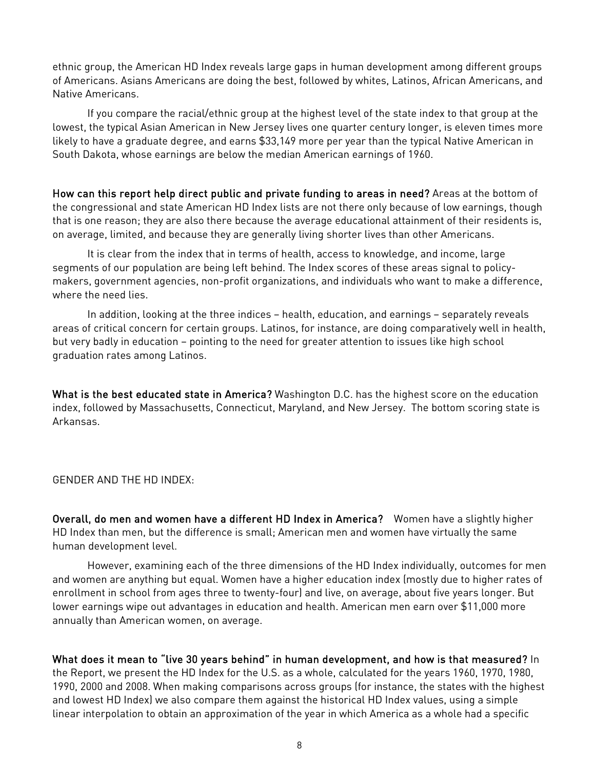ethnic group, the American HD Index reveals large gaps in human development among different groups of Americans. Asians Americans are doing the best, followed by whites, Latinos, African Americans, and Native Americans.

If you compare the racial/ethnic group at the highest level of the state index to that group at the lowest, the typical Asian American in New Jersey lives one quarter century longer, is eleven times more likely to have a graduate degree, and earns $33,149 more per year than the typical Native American in South Dakota, whose earnings are below the median American earnings of 1960.

**How can this report help direct public and private funding to areas in need?** Areas at the bottom of the congressional and state American HD Index lists are not there only because of low earnings, though that is one reason; they are also there because the average educational attainment of their residents is, on average, limited, and because they are generally living shorter lives than other Americans.

It is clear from the index that in terms of health, access to knowledge, and income, large segments of our population are being left behind. The Index scores of these areas signal to policy-makers, government agencies, non-profit organizations, and individuals who want to make a difference, where the need lies.

In addition, looking at the three indices – health, education, and earnings – separately reveals areas of critical concern for certain groups. Latinos, for instance, are doing comparatively well in health, but very badly in education – pointing to the need for greater attention to issues like high school graduation rates among Latinos.

**What is the best educated state in America?** Washington D.C. has the highest score on the education index, followed by Massachusetts, Connecticut, Maryland, and New Jersey. The bottom scoring state is Arkansas.

GENDER AND THE HD INDEX:

**Overall, do men and women have a different HD Index in America?** Women have a slightly higher HD Index than men, but the difference is small; American men and women have virtually the same human development level.

However, examining each of the three dimensions of the HD Index individually, outcomes for men and women are anything but equal. Women have a higher education index (mostly due to higher rates of enrollment in school from ages three to twenty-four) and live, on average, about five years longer. But lower earnings wipe out advantages in education and health. American men earn over $11,000 more annually than American women, on average.

**What does it mean to "live 30 years behind" in human development, and how is that measured?** In the Report, we present the HD Index for the U.S. as a whole, calculated for the years 1960, 1970, 1980, 1990, 2000 and 2008. When making comparisons across groups (for instance, the states with the highest and lowest HD Index) we also compare them against the historical HD Index values, using a simple linear interpolation to obtain an approximation of the year in which America as a whole had a specific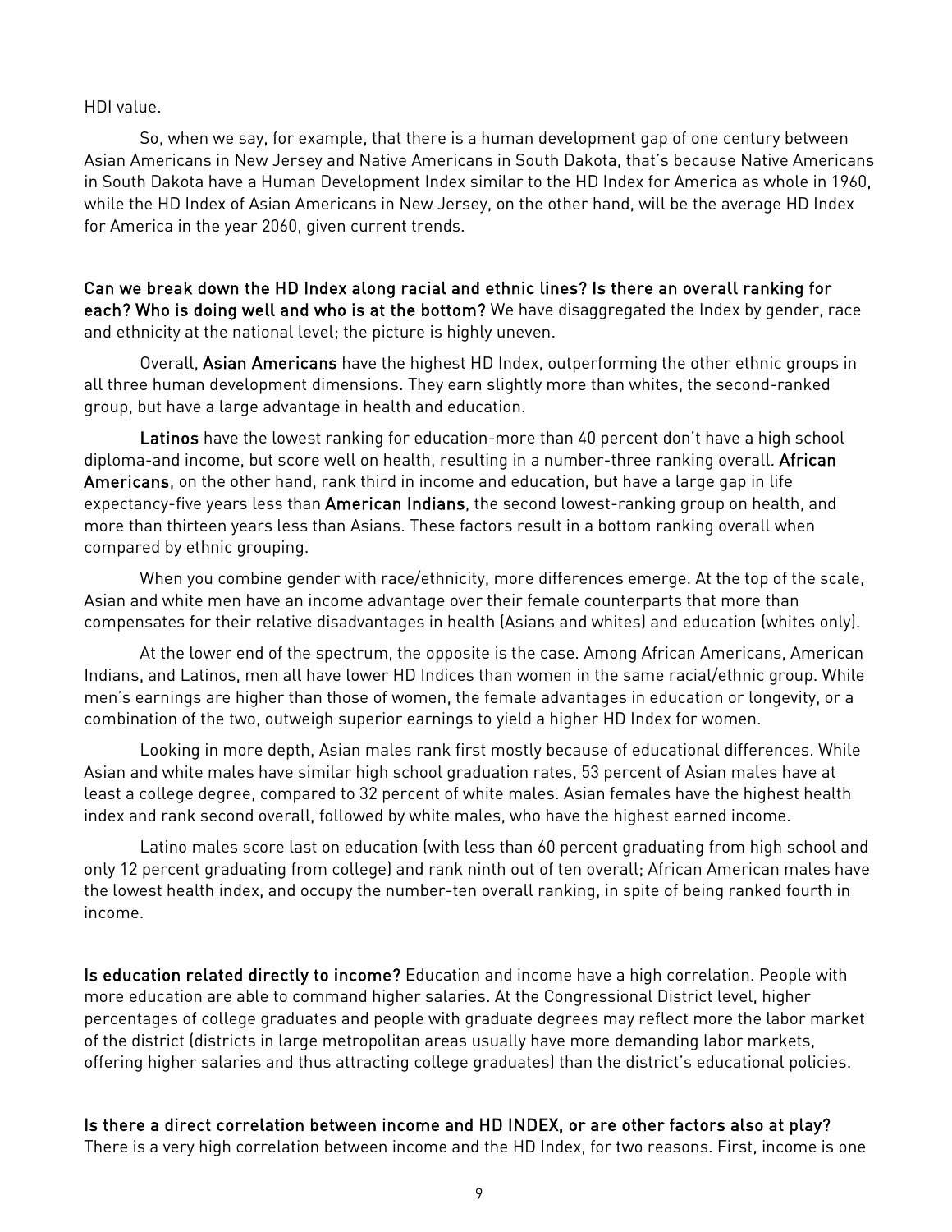HDI value.

So, when we say, for example, that there is a human development gap of one century between Asian Americans in New Jersey and Native Americans in South Dakota, that's because Native Americans in South Dakota have a Human Development Index similar to the HD Index for America as whole in 1960, while the HD Index of Asian Americans in New Jersey, on the other hand, will be the average HD Index for America in the year 2060, given current trends.

**Can we break down the HD Index along racial and ethnic lines? Is there an overall ranking for each? Who is doing well and who is at the bottom?** We have disaggregated the Index by gender, race and ethnicity at the national level; the picture is highly uneven.

Overall, **Asian Americans** have the highest HD Index, outperforming the other ethnic groups in all three human development dimensions. They earn slightly more than whites, the second-ranked group, but have a large advantage in health and education.

**Latinos** have the lowest ranking for education-more than 40 percent don't have a high school diploma-and income, but score well on health, resulting in a number-three ranking overall. **African Americans**, on the other hand, rank third in income and education, but have a large gap in life expectancy-five years less than **American Indians**, the second lowest-ranking group on health, and more than thirteen years less than Asians. These factors result in a bottom ranking overall when compared by ethnic grouping.

When you combine gender with race/ethnicity, more differences emerge. At the top of the scale, Asian and white men have an income advantage over their female counterparts that more than compensates for their relative disadvantages in health (Asians and whites) and education (whites only).

At the lower end of the spectrum, the opposite is the case. Among African Americans, American Indians, and Latinos, men all have lower HD Indices than women in the same racial/ethnic group. While men's earnings are higher than those of women, the female advantages in education or longevity, or a combination of the two, outweigh superior earnings to yield a higher HD Index for women.

Looking in more depth, Asian males rank first mostly because of educational differences. While Asian and white males have similar high school graduation rates, 53 percent of Asian males have at least a college degree, compared to 32 percent of white males. Asian females have the highest health index and rank second overall, followed by white males, who have the highest earned income.

Latino males score last on education (with less than 60 percent graduating from high school and only 12 percent graduating from college) and rank ninth out of ten overall; African American males have the lowest health index, and occupy the number-ten overall ranking, in spite of being ranked fourth in income.

**Is education related directly to income?** Education and income have a high correlation. People with more education are able to command higher salaries. At the Congressional District level, higher percentages of college graduates and people with graduate degrees may reflect more the labor market of the district (districts in large metropolitan areas usually have more demanding labor markets, offering higher salaries and thus attracting college graduates) than the district's educational policies.

**Is there a direct correlation between income and HD INDEX, or are other factors also at play?** There is a very high correlation between income and the HD Index, for two reasons. First, income is one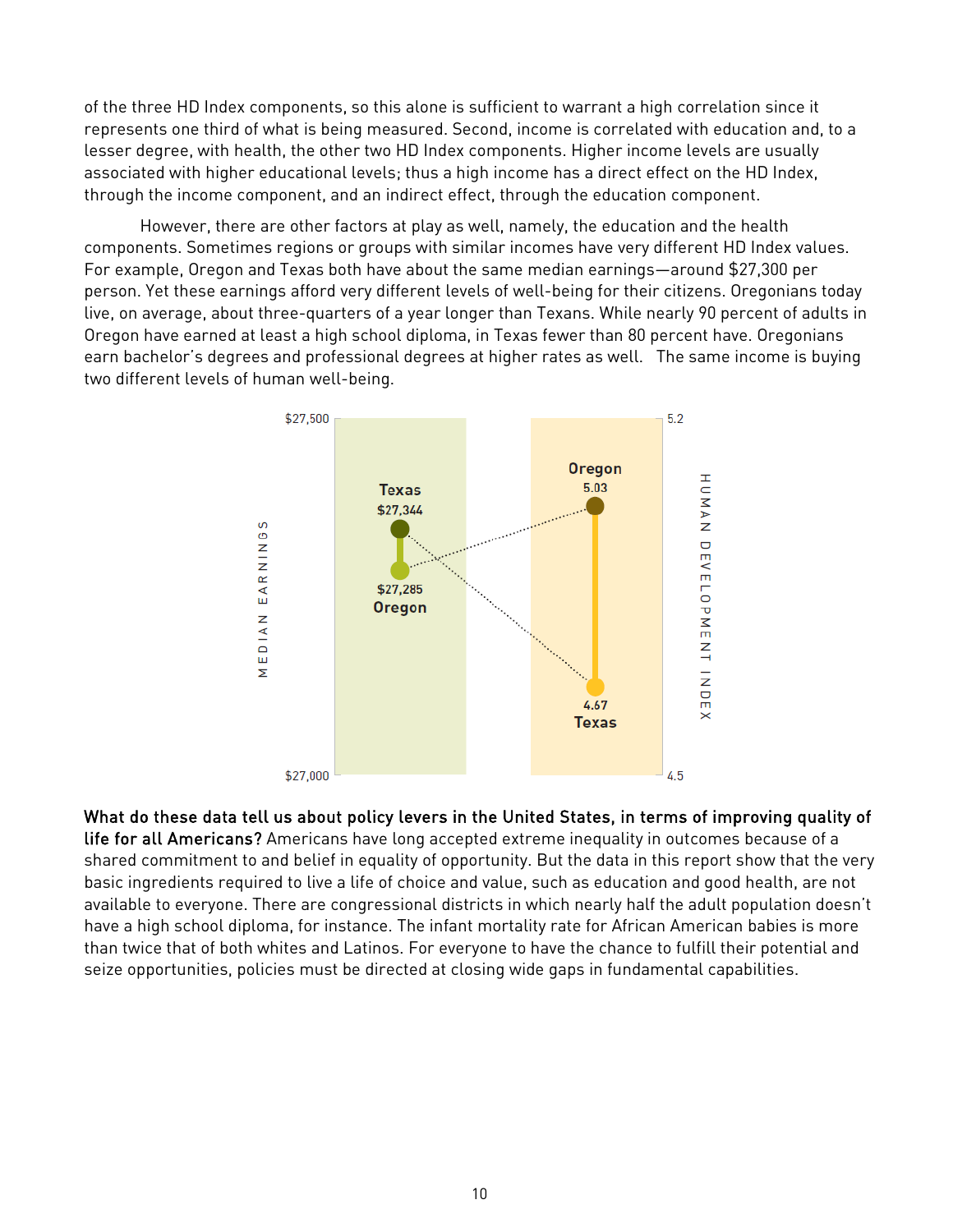of the three HD Index components, so this alone is sufficient to warrant a high correlation since it represents one third of what is being measured. Second, income is correlated with education and, to a lesser degree, with health, the other two HD Index components. Higher income levels are usually associated with higher educational levels; thus a high income has a direct effect on the HD Index, through the income component, and an indirect effect, through the education component.

However, there are other factors at play as well, namely, the education and the health components. Sometimes regions or groups with similar incomes have very different HD Index values. For example, Oregon and Texas both have about the same median earnings—around $27,300 per person. Yet these earnings afford very different levels of well-being for their citizens. Oregonians today live, on average, about three-quarters of a year longer than Texans. While nearly 90 percent of adults in Oregon have earned at least a high school diploma, in Texas fewer than 80 percent have. Oregonians earn bachelor's degrees and professional degrees at higher rates as well. The same income is buying two different levels of human well-being.

| | Median Earnings | Human Development Index |
|---|---|---|
| Texas | $27,344 | 4.67 |
| Oregon | $27,285 | 5.03 |

**What do these data tell us about policy levers in the United States, in terms of improving quality of life for all Americans?** Americans have long accepted extreme inequality in outcomes because of a shared commitment to and belief in equality of opportunity. But the data in this report show that the very basic ingredients required to live a life of choice and value, such as education and good health, are not available to everyone. There are congressional districts in which nearly half the adult population doesn't have a high school diploma, for instance. The infant mortality rate for African American babies is more than twice that of both whites and Latinos. For everyone to have the chance to fulfill their potential and seize opportunities, policies must be directed at closing wide gaps in fundamental capabilities.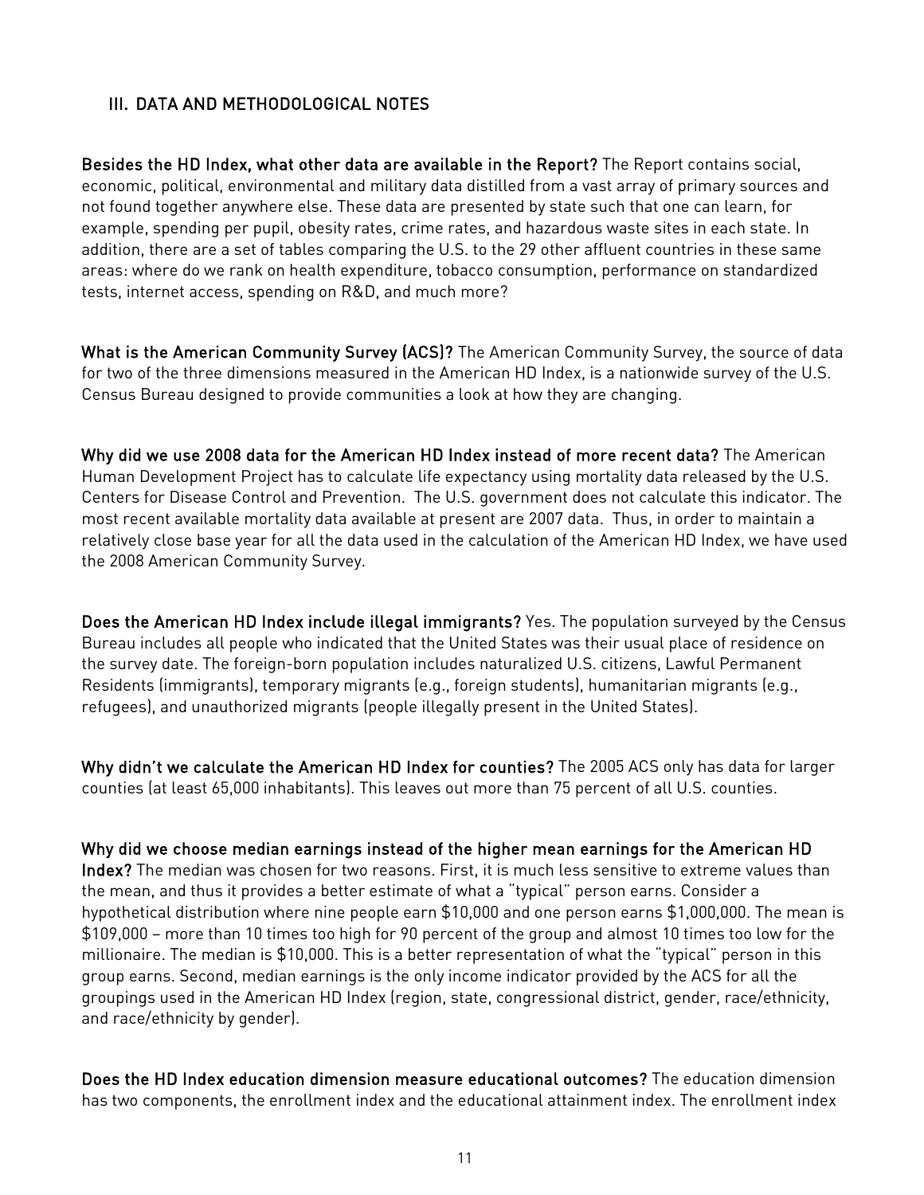## III. DATA AND METHODOLOGICAL NOTES

**Besides the HD Index, what other data are available in the Report?** The Report contains social, economic, political, environmental and military data distilled from a vast array of primary sources and not found together anywhere else. These data are presented by state such that one can learn, for example, spending per pupil, obesity rates, crime rates, and hazardous waste sites in each state. In addition, there are a set of tables comparing the U.S. to the 29 other affluent countries in these same areas: where do we rank on health expenditure, tobacco consumption, performance on standardized tests, internet access, spending on R&D, and much more?

**What is the American Community Survey (ACS)?** The American Community Survey, the source of data for two of the three dimensions measured in the American HD Index, is a nationwide survey of the U.S. Census Bureau designed to provide communities a look at how they are changing.

**Why did we use 2008 data for the American HD Index instead of more recent data?** The American Human Development Project has to calculate life expectancy using mortality data released by the U.S. Centers for Disease Control and Prevention. The U.S. government does not calculate this indicator. The most recent available mortality data available at present are 2007 data. Thus, in order to maintain a relatively close base year for all the data used in the calculation of the American HD Index, we have used the 2008 American Community Survey.

**Does the American HD Index include illegal immigrants?** Yes. The population surveyed by the Census Bureau includes all people who indicated that the United States was their usual place of residence on the survey date. The foreign-born population includes naturalized U.S. citizens, Lawful Permanent Residents (immigrants), temporary migrants (e.g., foreign students), humanitarian migrants (e.g., refugees), and unauthorized migrants (people illegally present in the United States).

**Why didn't we calculate the American HD Index for counties?** The 2005 ACS only has data for larger counties (at least 65,000 inhabitants). This leaves out more than 75 percent of all U.S. counties.

**Why did we choose median earnings instead of the higher mean earnings for the American HD Index?** The median was chosen for two reasons. First, it is much less sensitive to extreme values than the mean, and thus it provides a better estimate of what a "typical" person earns. Consider a hypothetical distribution where nine people earn $10,000 and one person earns $1,000,000. The mean is $109,000 – more than 10 times too high for 90 percent of the group and almost 10 times too low for the millionaire. The median is $10,000. This is a better representation of what the "typical" person in this group earns. Second, median earnings is the only income indicator provided by the ACS for all the groupings used in the American HD Index (region, state, congressional district, gender, race/ethnicity, and race/ethnicity by gender).

**Does the HD Index education dimension measure educational outcomes?** The education dimension has two components, the enrollment index and the educational attainment index. The enrollment index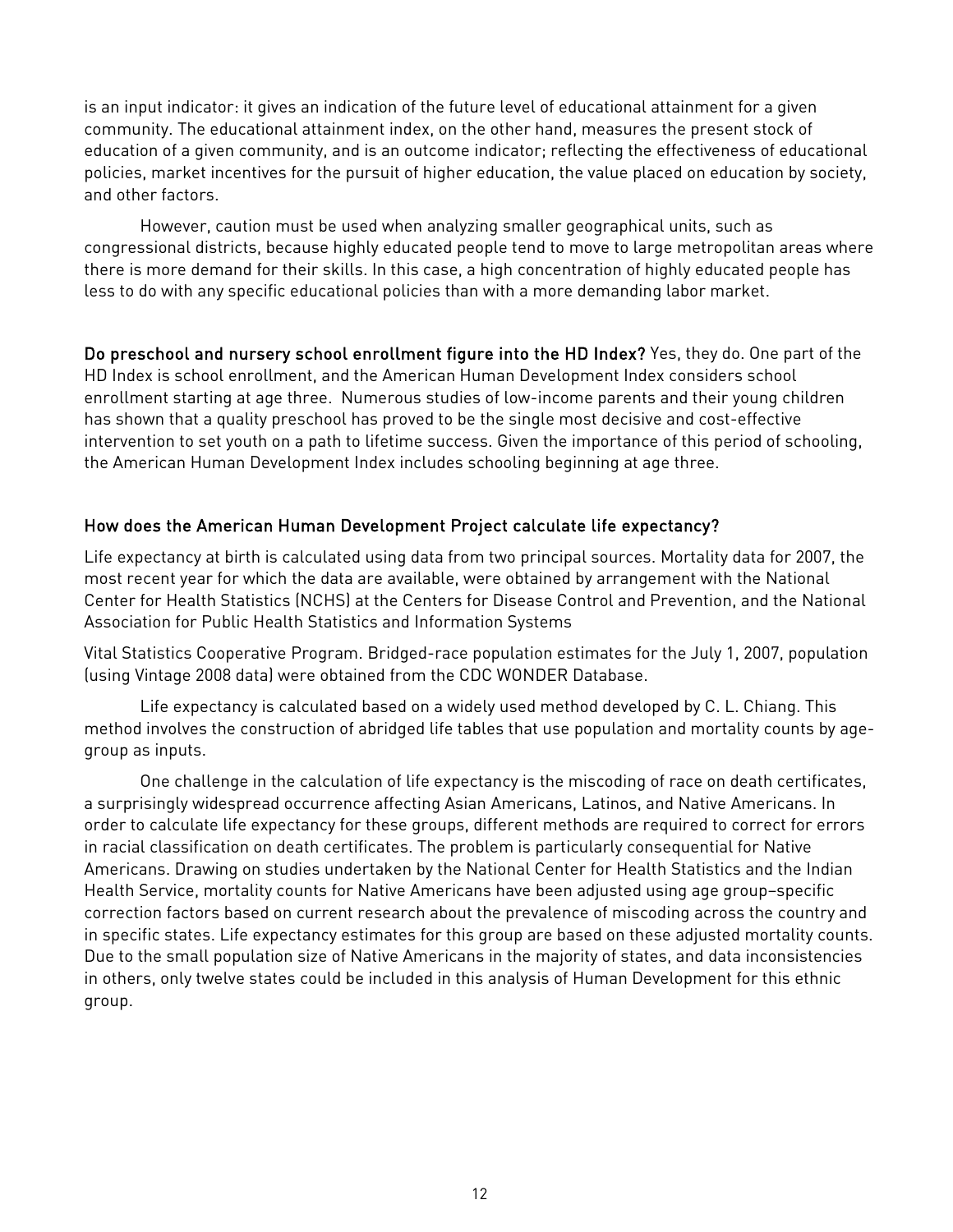is an input indicator: it gives an indication of the future level of educational attainment for a given community. The educational attainment index, on the other hand, measures the present stock of education of a given community, and is an outcome indicator; reflecting the effectiveness of educational policies, market incentives for the pursuit of higher education, the value placed on education by society, and other factors.

However, caution must be used when analyzing smaller geographical units, such as congressional districts, because highly educated people tend to move to large metropolitan areas where there is more demand for their skills. In this case, a high concentration of highly educated people has less to do with any specific educational policies than with a more demanding labor market.

**Do preschool and nursery school enrollment figure into the HD Index?** Yes, they do. One part of the HD Index is school enrollment, and the American Human Development Index considers school enrollment starting at age three. Numerous studies of low-income parents and their young children has shown that a quality preschool has proved to be the single most decisive and cost-effective intervention to set youth on a path to lifetime success. Given the importance of this period of schooling, the American Human Development Index includes schooling beginning at age three.

## How does the American Human Development Project calculate life expectancy?

Life expectancy at birth is calculated using data from two principal sources. Mortality data for 2007, the most recent year for which the data are available, were obtained by arrangement with the National Center for Health Statistics (NCHS) at the Centers for Disease Control and Prevention, and the National Association for Public Health Statistics and Information Systems

Vital Statistics Cooperative Program. Bridged-race population estimates for the July 1, 2007, population (using Vintage 2008 data) were obtained from the CDC WONDER Database.

Life expectancy is calculated based on a widely used method developed by C. L. Chiang. This method involves the construction of abridged life tables that use population and mortality counts by age-group as inputs.

One challenge in the calculation of life expectancy is the miscoding of race on death certificates, a surprisingly widespread occurrence affecting Asian Americans, Latinos, and Native Americans. In order to calculate life expectancy for these groups, different methods are required to correct for errors in racial classification on death certificates. The problem is particularly consequential for Native Americans. Drawing on studies undertaken by the National Center for Health Statistics and the Indian Health Service, mortality counts for Native Americans have been adjusted using age group–specific correction factors based on current research about the prevalence of miscoding across the country and in specific states. Life expectancy estimates for this group are based on these adjusted mortality counts. Due to the small population size of Native Americans in the majority of states, and data inconsistencies in others, only twelve states could be included in this analysis of Human Development for this ethnic group.